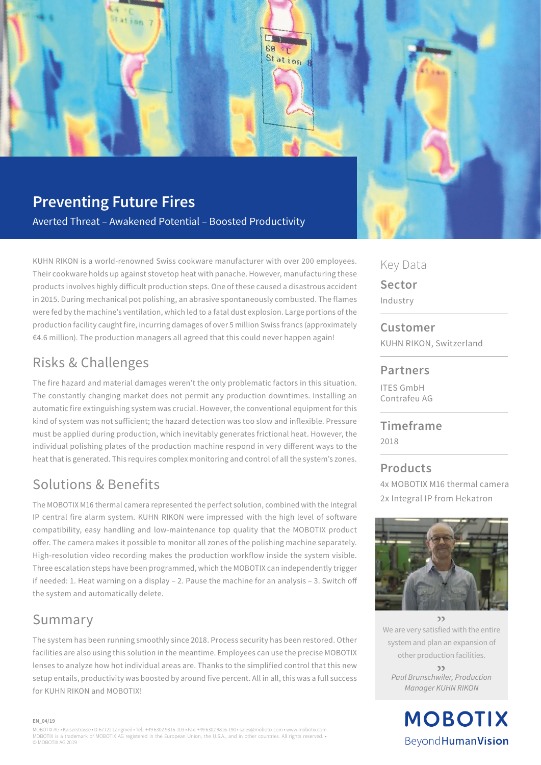# Preventing Future Fires

Averted Threat – Awakened Potential – Boosted Productivity

KUHN RIKON is a world-renowned Swiss cookware manufacturer with over 200 employees. Their cookware holds up against stovetop heat with panache. However, manufacturing these products involves highly difficult production steps. One of these caused a disastrous accident in 2015. During mechanical pot polishing, an abrasive spontaneously combusted. The flames were fed by the machine's ventilation, which led to a fatal dust explosion. Large portions of the production facility caught fire, incurring damages of over 5 million Swiss francs (approximately €4.6 million). The production managers all agreed that this could never happen again!

## Risks & Challenges

The fire hazard and material damages weren't the only problematic factors in this situation. The constantly changing market does not permit any production downtimes. Installing an automatic fire extinguishing system was crucial. However, the conventional equipment for this kind of system was not sufficient; the hazard detection was too slow and inflexible. Pressure must be applied during production, which inevitably generates frictional heat. However, the individual polishing plates of the production machine respond in very different ways to the heat that is generated. This requires complex monitoring and control of all the system's zones.

## Solutions & Benefits

The MOBOTIX M16 thermal camera represented the perfect solution, combined with the Integral IP central fire alarm system. KUHN RIKON were impressed with the high level of software compatibility, easy handling and low-maintenance top quality that the MOBOTIX product offer. The camera makes it possible to monitor all zones of the polishing machine separately. High-resolution video recording makes the production workflow inside the system visible. Three escalation steps have been programmed, which the MOBOTIX can independently trigger if needed: 1. Heat warning on a display – 2. Pause the machine for an analysis – 3. Switch off the system and automatically delete.

## Summary

The system has been running smoothly since 2018. Process security has been restored. Other facilities are also using this solution in the meantime. Employees can use the precise MOBOTIX lenses to analyze how hot individual areas are. Thanks to the simplified control that this new setup entails, productivity was boosted by around five percent. All in all, this was a full success for KUHN RIKON and MOBOTIX!

## Key Data

**Sector**
Industry

**Customer**
KUHN RIKON, Switzerland

**Partners**
ITES GmbH
Contrafeu AG

**Timeframe**
2018

**Products**
4x MOBOTIX M16 thermal camera
2x Integral IP from Hekatron

» We are very satisfied with the entire system and plan an expansion of other production facilities. »

*Paul Brunschwiler, Production Manager KUHN RIKON*

MOBOTIX
BeyondHumanVision

EN_04/19

MOBOTIX AG • Kaiserstrasse • D-67722 Langmeil • Tel.: +49 6302 9816-103 • Fax: +49 6302 9816-190 • sales@mobotix.com • www.mobotix.com
MOBOTIX is a trademark of MOBOTIX AG registered in the European Union, the U.S.A., and in other countries. All rights reserved. • © MOBOTIX AG 2019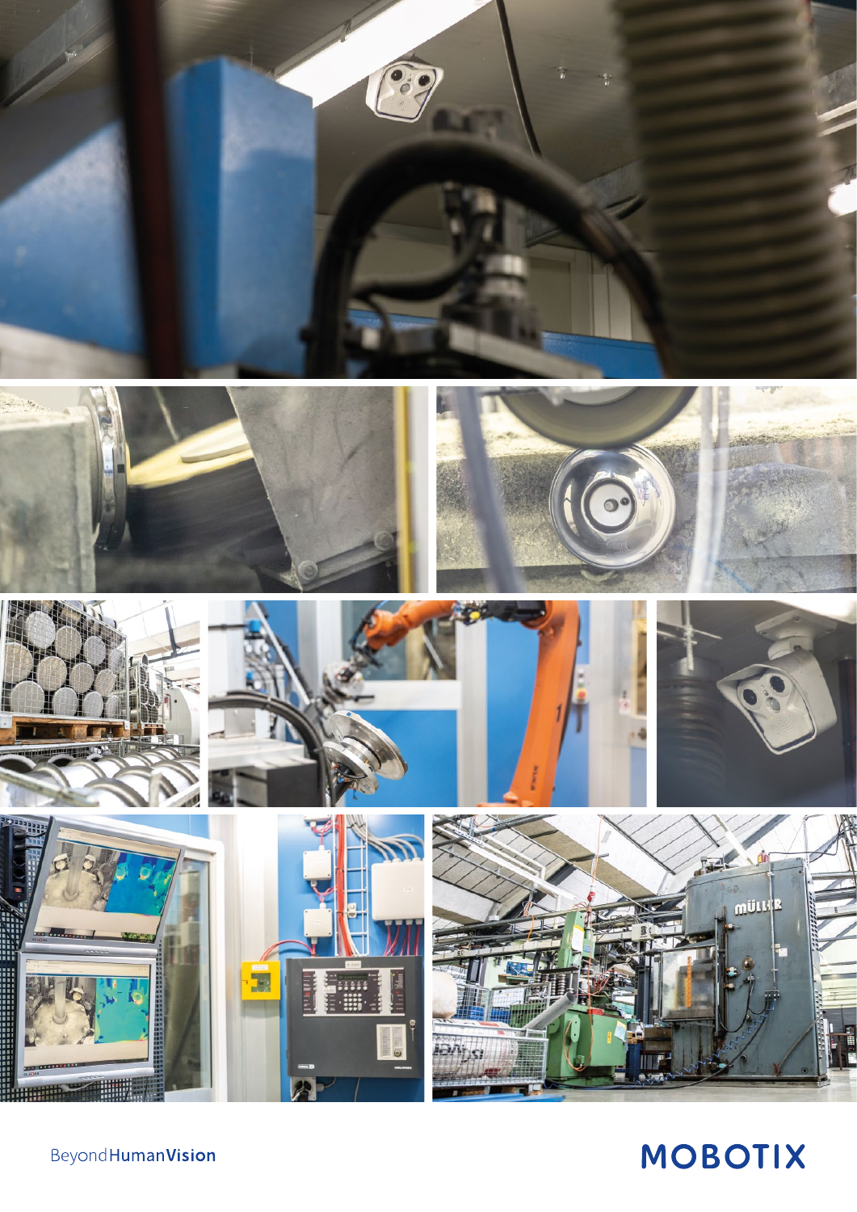BeyondHumanVision

MOBOTIX